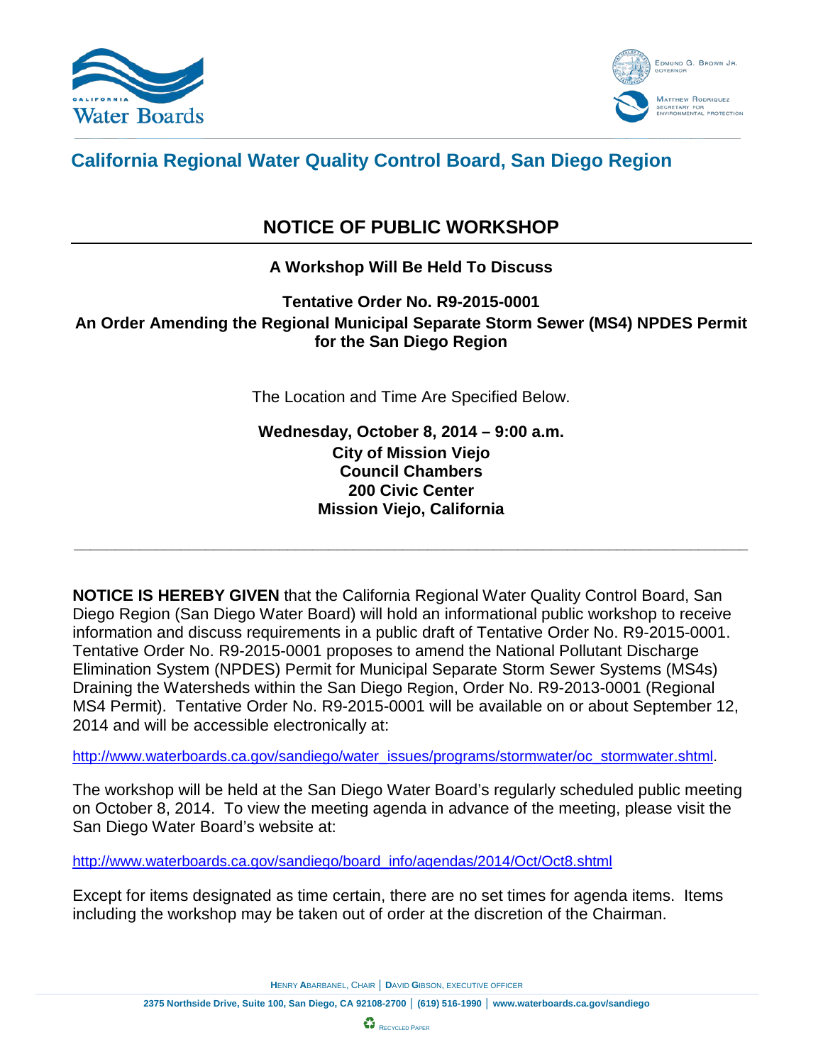California Water Boards

EDMUND G. BROWN JR.
GOVERNOR

MATTHEW RODRIQUEZ
SECRETARY FOR
ENVIRONMENTAL PROTECTION

## California Regional Water Quality Control Board, San Diego Region

# NOTICE OF PUBLIC WORKSHOP

**A Workshop Will Be Held To Discuss**

**Tentative Order No. R9-2015-0001**
**An Order Amending the Regional Municipal Separate Storm Sewer (MS4) NPDES Permit for the San Diego Region**

The Location and Time Are Specified Below.

**Wednesday, October 8, 2014 – 9:00 a.m.**
**City of Mission Viejo**
**Council Chambers**
**200 Civic Center**
**Mission Viejo, California**

---

**NOTICE IS HEREBY GIVEN** that the California Regional Water Quality Control Board, San Diego Region (San Diego Water Board) will hold an informational public workshop to receive information and discuss requirements in a public draft of Tentative Order No. R9-2015-0001. Tentative Order No. R9-2015-0001 proposes to amend the National Pollutant Discharge Elimination System (NPDES) Permit for Municipal Separate Storm Sewer Systems (MS4s) Draining the Watersheds within the San Diego Region, Order No. R9-2013-0001 (Regional MS4 Permit). Tentative Order No. R9-2015-0001 will be available on or about September 12, 2014 and will be accessible electronically at:

http://www.waterboards.ca.gov/sandiego/water_issues/programs/stormwater/oc_stormwater.shtml.

The workshop will be held at the San Diego Water Board's regularly scheduled public meeting on October 8, 2014. To view the meeting agenda in advance of the meeting, please visit the San Diego Water Board's website at:

http://www.waterboards.ca.gov/sandiego/board_info/agendas/2014/Oct/Oct8.shtml

Except for items designated as time certain, there are no set times for agenda items. Items including the workshop may be taken out of order at the discretion of the Chairman.

HENRY ABARBANEL, CHAIR | DAVID GIBSON, EXECUTIVE OFFICER

2375 Northside Drive, Suite 100, San Diego, CA 92108-2700 | (619) 516-1990 | www.waterboards.ca.gov/sandiego

RECYCLED PAPER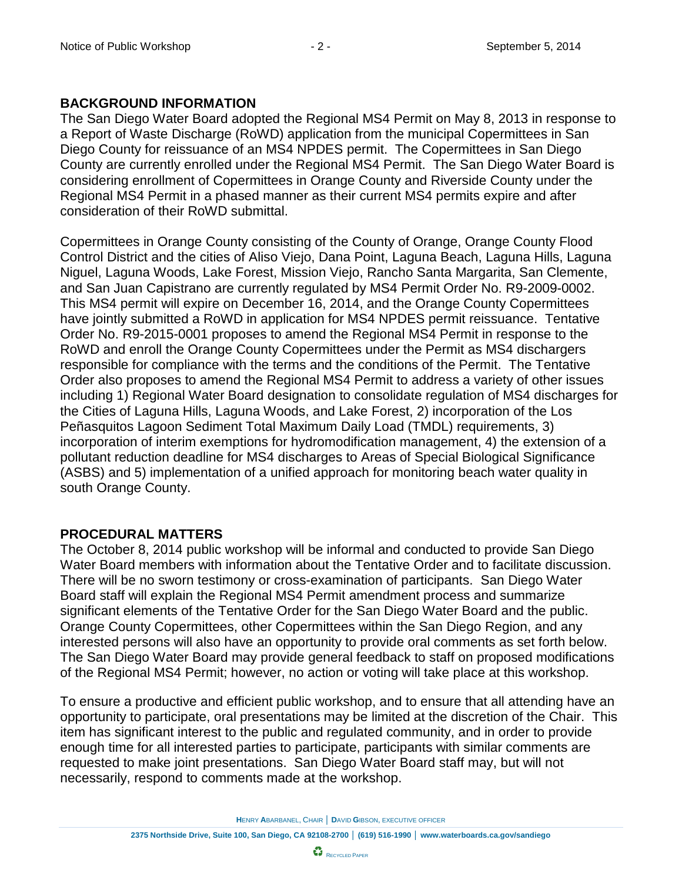## BACKGROUND INFORMATION

The San Diego Water Board adopted the Regional MS4 Permit on May 8, 2013 in response to a Report of Waste Discharge (RoWD) application from the municipal Copermittees in San Diego County for reissuance of an MS4 NPDES permit. The Copermittees in San Diego County are currently enrolled under the Regional MS4 Permit. The San Diego Water Board is considering enrollment of Copermittees in Orange County and Riverside County under the Regional MS4 Permit in a phased manner as their current MS4 permits expire and after consideration of their RoWD submittal.

Copermittees in Orange County consisting of the County of Orange, Orange County Flood Control District and the cities of Aliso Viejo, Dana Point, Laguna Beach, Laguna Hills, Laguna Niguel, Laguna Woods, Lake Forest, Mission Viejo, Rancho Santa Margarita, San Clemente, and San Juan Capistrano are currently regulated by MS4 Permit Order No. R9-2009-0002. This MS4 permit will expire on December 16, 2014, and the Orange County Copermittees have jointly submitted a RoWD in application for MS4 NPDES permit reissuance. Tentative Order No. R9-2015-0001 proposes to amend the Regional MS4 Permit in response to the RoWD and enroll the Orange County Copermittees under the Permit as MS4 dischargers responsible for compliance with the terms and the conditions of the Permit. The Tentative Order also proposes to amend the Regional MS4 Permit to address a variety of other issues including 1) Regional Water Board designation to consolidate regulation of MS4 discharges for the Cities of Laguna Hills, Laguna Woods, and Lake Forest, 2) incorporation of the Los Peñasquitos Lagoon Sediment Total Maximum Daily Load (TMDL) requirements, 3) incorporation of interim exemptions for hydromodification management, 4) the extension of a pollutant reduction deadline for MS4 discharges to Areas of Special Biological Significance (ASBS) and 5) implementation of a unified approach for monitoring beach water quality in south Orange County.

## PROCEDURAL MATTERS

The October 8, 2014 public workshop will be informal and conducted to provide San Diego Water Board members with information about the Tentative Order and to facilitate discussion. There will be no sworn testimony or cross-examination of participants. San Diego Water Board staff will explain the Regional MS4 Permit amendment process and summarize significant elements of the Tentative Order for the San Diego Water Board and the public. Orange County Copermittees, other Copermittees within the San Diego Region, and any interested persons will also have an opportunity to provide oral comments as set forth below. The San Diego Water Board may provide general feedback to staff on proposed modifications of the Regional MS4 Permit; however, no action or voting will take place at this workshop.

To ensure a productive and efficient public workshop, and to ensure that all attending have an opportunity to participate, oral presentations may be limited at the discretion of the Chair. This item has significant interest to the public and regulated community, and in order to provide enough time for all interested parties to participate, participants with similar comments are requested to make joint presentations. San Diego Water Board staff may, but will not necessarily, respond to comments made at the workshop.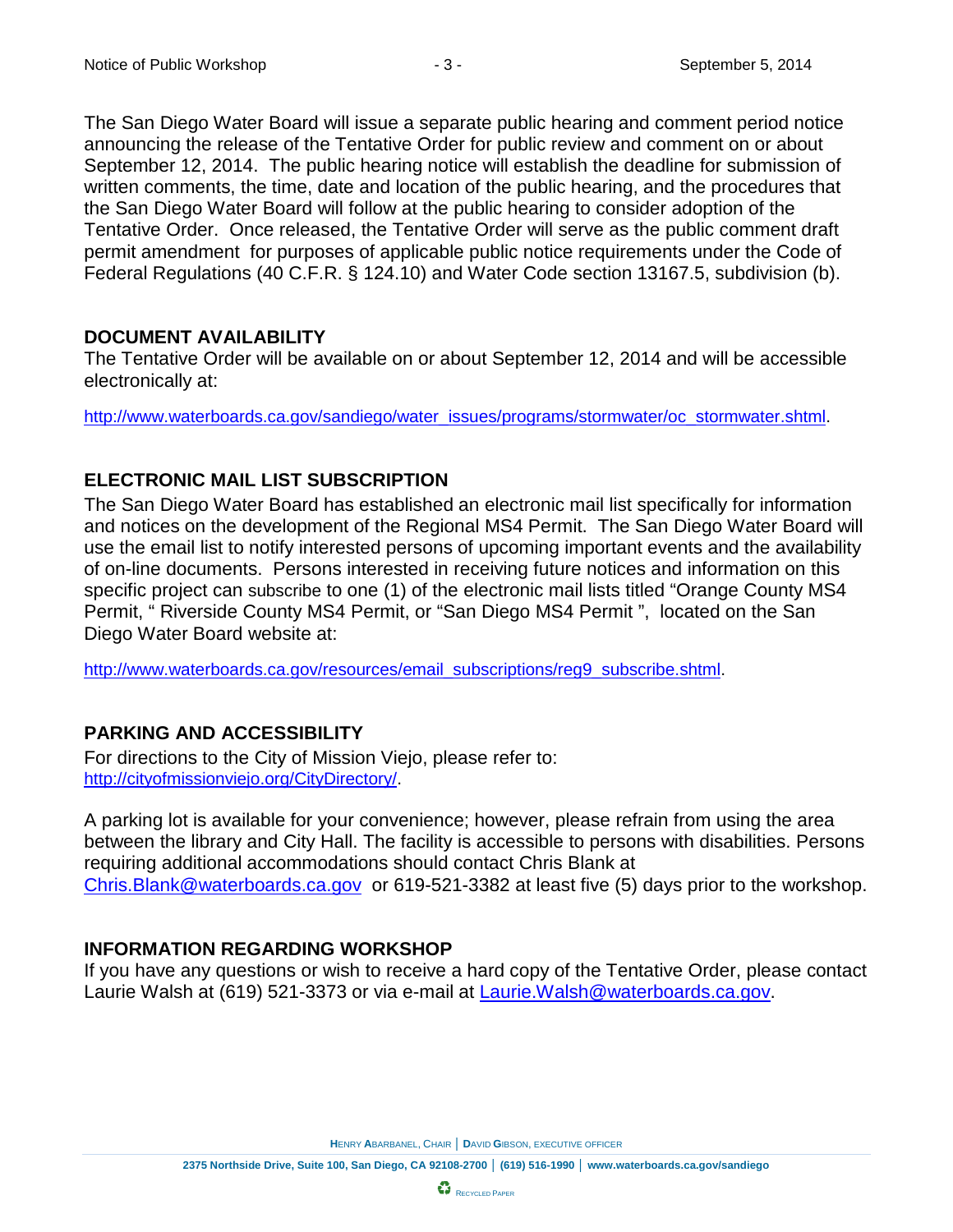The San Diego Water Board will issue a separate public hearing and comment period notice announcing the release of the Tentative Order for public review and comment on or about September 12, 2014. The public hearing notice will establish the deadline for submission of written comments, the time, date and location of the public hearing, and the procedures that the San Diego Water Board will follow at the public hearing to consider adoption of the Tentative Order. Once released, the Tentative Order will serve as the public comment draft permit amendment for purposes of applicable public notice requirements under the Code of Federal Regulations (40 C.F.R. § 124.10) and Water Code section 13167.5, subdivision (b).

## DOCUMENT AVAILABILITY

The Tentative Order will be available on or about September 12, 2014 and will be accessible electronically at:

http://www.waterboards.ca.gov/sandiego/water_issues/programs/stormwater/oc_stormwater.shtml.

## ELECTRONIC MAIL LIST SUBSCRIPTION

The San Diego Water Board has established an electronic mail list specifically for information and notices on the development of the Regional MS4 Permit. The San Diego Water Board will use the email list to notify interested persons of upcoming important events and the availability of on-line documents. Persons interested in receiving future notices and information on this specific project can subscribe to one (1) of the electronic mail lists titled "Orange County MS4 Permit, " Riverside County MS4 Permit, or "San Diego MS4 Permit ", located on the San Diego Water Board website at:

http://www.waterboards.ca.gov/resources/email_subscriptions/reg9_subscribe.shtml.

## PARKING AND ACCESSIBILITY

For directions to the City of Mission Viejo, please refer to: http://cityofmissionviejo.org/CityDirectory/.

A parking lot is available for your convenience; however, please refrain from using the area between the library and City Hall. The facility is accessible to persons with disabilities. Persons requiring additional accommodations should contact Chris Blank at Chris.Blank@waterboards.ca.gov or 619-521-3382 at least five (5) days prior to the workshop.

## INFORMATION REGARDING WORKSHOP

If you have any questions or wish to receive a hard copy of the Tentative Order, please contact Laurie Walsh at (619) 521-3373 or via e-mail at Laurie.Walsh@waterboards.ca.gov.